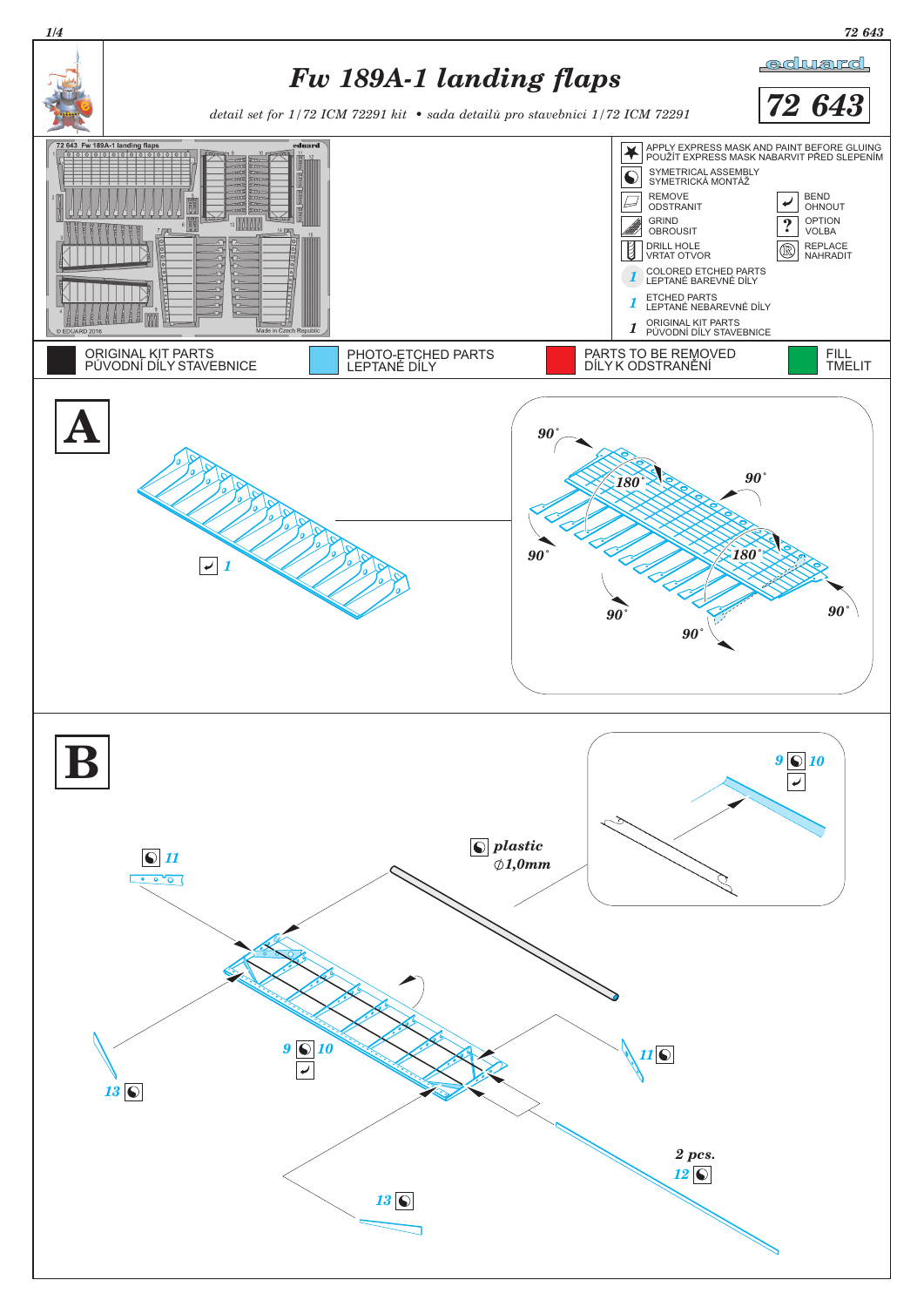# Fw 189A-1 landing flaps

*detail set for 1/72 ICM 72291 kit • sada detailů pro stavebnici 1/72 ICM 72291*

eduard

72 643

72 643 Fw 189A-1 landing flaps

© EDUARD 2016

Made in Czech Republic

| | | | |
|---|---|---|---|
| ★ | APPLY EXPRESS MASK AND PAINT BEFORE GLUING / POUŽÍT EXPRESS MASK NABARVIT PŘED SLEPENÍM | | |
| | SYMETRICAL ASSEMBLY / SYMETRICKÁ MONTÁŽ | | |
| | REMOVE / ODSTRANIT | | BEND / OHNOUT |
| | GRIND / OBROUSIT | ? | OPTION / VOLBA |
| | DRILL HOLE / VRTAT OTVOR | | REPLACE / NAHRADIT |
| 1 | COLORED ETCHED PARTS / LEPTANÉ BAREVNÉ DÍLY | | |
| 1 | ETCHED PARTS / LEPTANÉ NEBAREVNÉ DÍLY | | |
| 1 | ORIGINAL KIT PARTS / PŮVODNÍ DÍLY STAVEBNICE | | |

ORIGINAL KIT PARTS / PŮVODNÍ DÍLY STAVEBNICE — PHOTO-ETCHED PARTS / LEPTANÉ DÍLY — PARTS TO BE REMOVED / DÍLY K ODSTRANĚNÍ — FILL / TMELIT

## A

1

90° 180° 90° 90° 180° 90° 90° 90°

## B

11

plastic ∅1,0mm

9 10

9 10

11

13

13

2 pcs.
12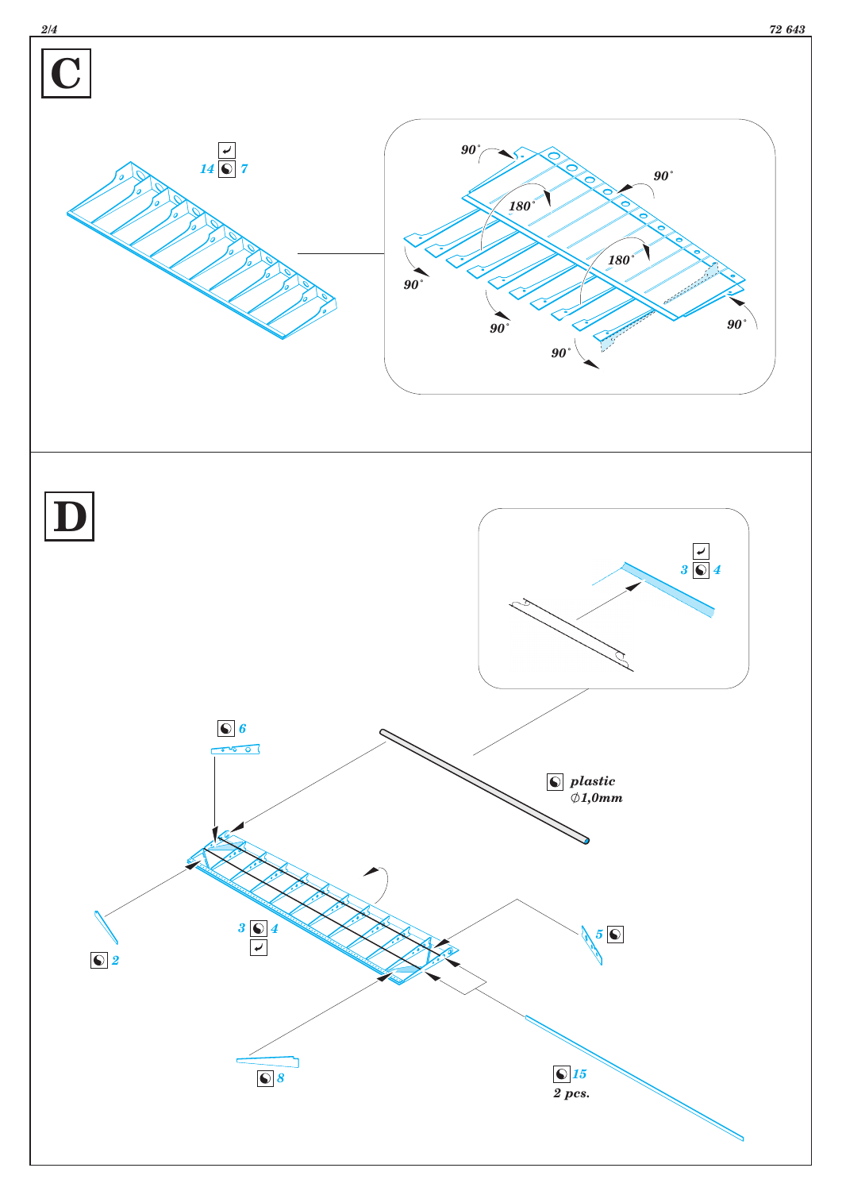# C

14 7

90°

90°

180°

180°

90°

90°

90°

90°

# D

3 4

6

plastic
∅1,0mm

2

3 4

5

8

15
2 pcs.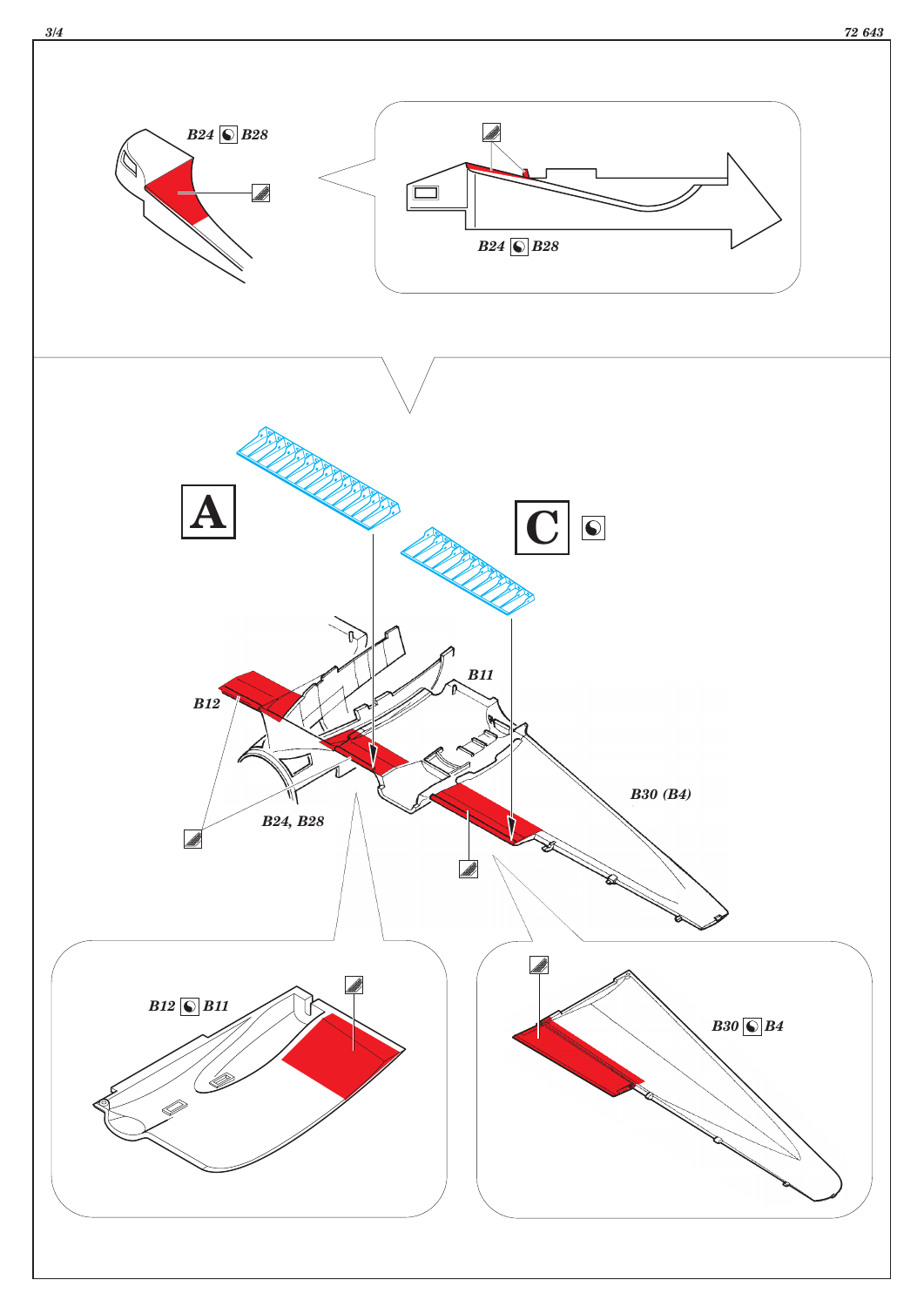B24 ◐ B28

B24 ◐ B28

**A**

**C** ◐

B11

B12

B30 (B4)

B24, B28

B12 ◐ B11

B30 ◐ B4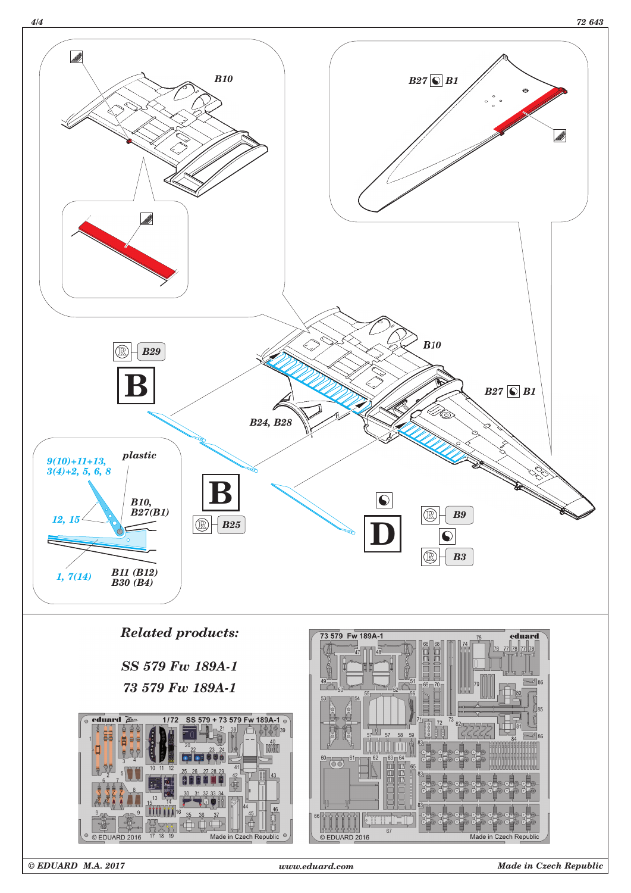B10

B27 B1

B29

B

B10

B27 B1

B24, B28

9(10)+11+13,
3(4)+2, 5, 6, 8

plastic

B10,
B27(B1)

12, 15

1, 7(14)

B11 (B12)
B30 (B4)

B

B25

D

B9

B3

*Related products:*

*SS 579 Fw 189A-1*

*73 579 Fw 189A-1*

eduard 1/72 SS 579 + 73 579 Fw 189A-1

© EDUARD 2016 Made in Czech Republic

73 579 Fw 189A-1 eduard

© EDUARD 2016 Made in Czech Republic

© EDUARD M.A. 2017 www.eduard.com Made in Czech Republic